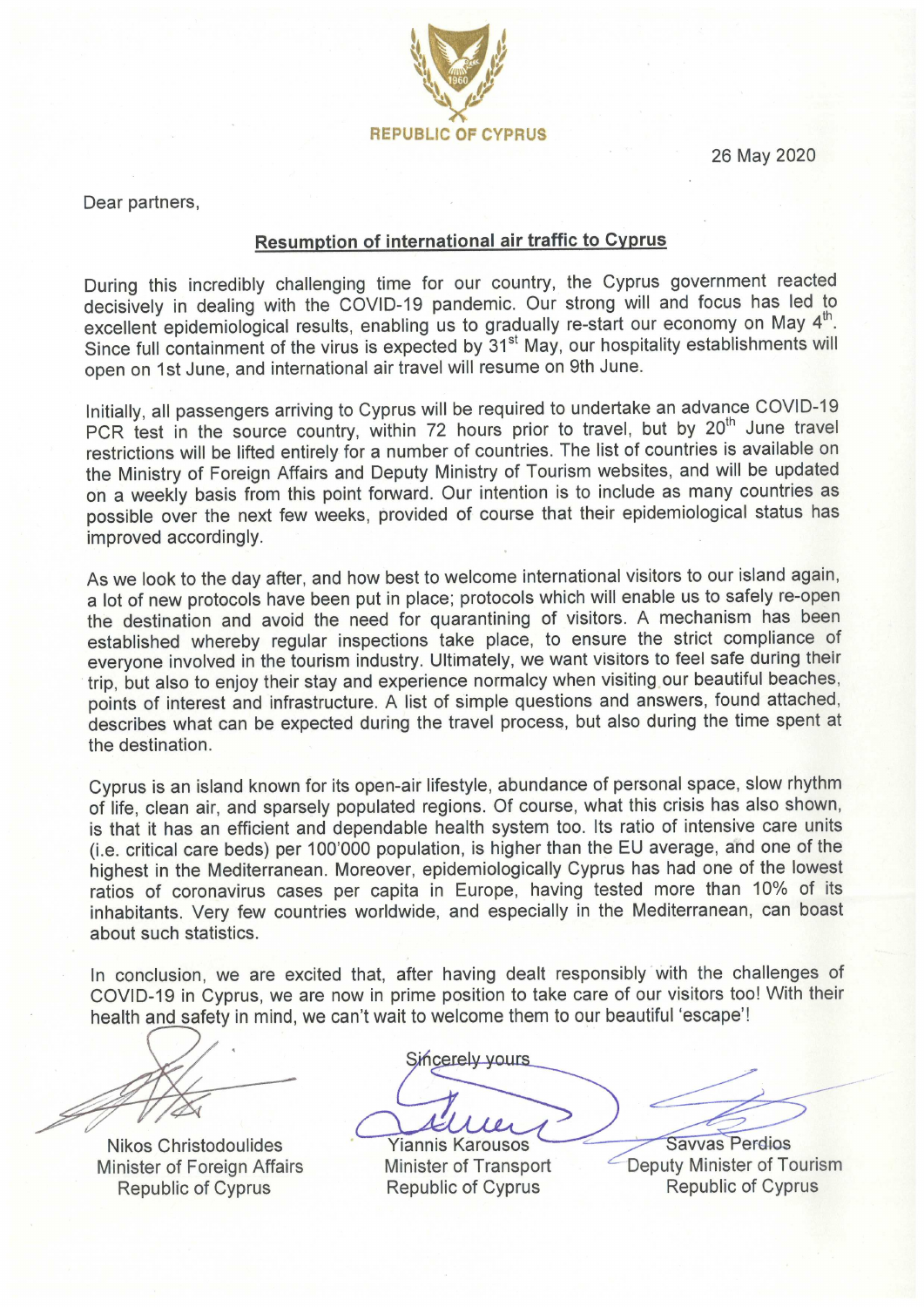REPUBLIC OF CYPRUS

26 May 2020

Dear partners,

**Resumption of international air traffic to Cyprus**

During this incredibly challenging time for our country, the Cyprus government reacted decisively in dealing with the COVID-19 pandemic. Our strong will and focus has led to excellent epidemiological results, enabling us to gradually re-start our economy on May 4th. Since full containment of the virus is expected by 31st May, our hospitality establishments will open on 1st June, and international air travel will resume on 9th June.

Initially, all passengers arriving to Cyprus will be required to undertake an advance COVID-19 PCR test in the source country, within 72 hours prior to travel, but by 20th June travel restrictions will be lifted entirely for a number of countries. The list of countries is available on the Ministry of Foreign Affairs and Deputy Ministry of Tourism websites, and will be updated on a weekly basis from this point forward. Our intention is to include as many countries as possible over the next few weeks, provided of course that their epidemiological status has improved accordingly.

As we look to the day after, and how best to welcome international visitors to our island again, a lot of new protocols have been put in place; protocols which will enable us to safely re-open the destination and avoid the need for quarantining of visitors. A mechanism has been established whereby regular inspections take place, to ensure the strict compliance of everyone involved in the tourism industry. Ultimately, we want visitors to feel safe during their trip, but also to enjoy their stay and experience normalcy when visiting our beautiful beaches, points of interest and infrastructure. A list of simple questions and answers, found attached, describes what can be expected during the travel process, but also during the time spent at the destination.

Cyprus is an island known for its open-air lifestyle, abundance of personal space, slow rhythm of life, clean air, and sparsely populated regions. Of course, what this crisis has also shown, is that it has an efficient and dependable health system too. Its ratio of intensive care units (i.e. critical care beds) per 100'000 population, is higher than the EU average, and one of the highest in the Mediterranean. Moreover, epidemiologically Cyprus has had one of the lowest ratios of coronavirus cases per capita in Europe, having tested more than 10% of its inhabitants. Very few countries worldwide, and especially in the Mediterranean, can boast about such statistics.

In conclusion, we are excited that, after having dealt responsibly with the challenges of COVID-19 in Cyprus, we are now in prime position to take care of our visitors too! With their health and safety in mind, we can't wait to welcome them to our beautiful 'escape'!

Sincerely yours

Nikos Christodoulides
Minister of Foreign Affairs
Republic of Cyprus

Yiannis Karousos
Minister of Transport
Republic of Cyprus

Savvas Perdios
Deputy Minister of Tourism
Republic of Cyprus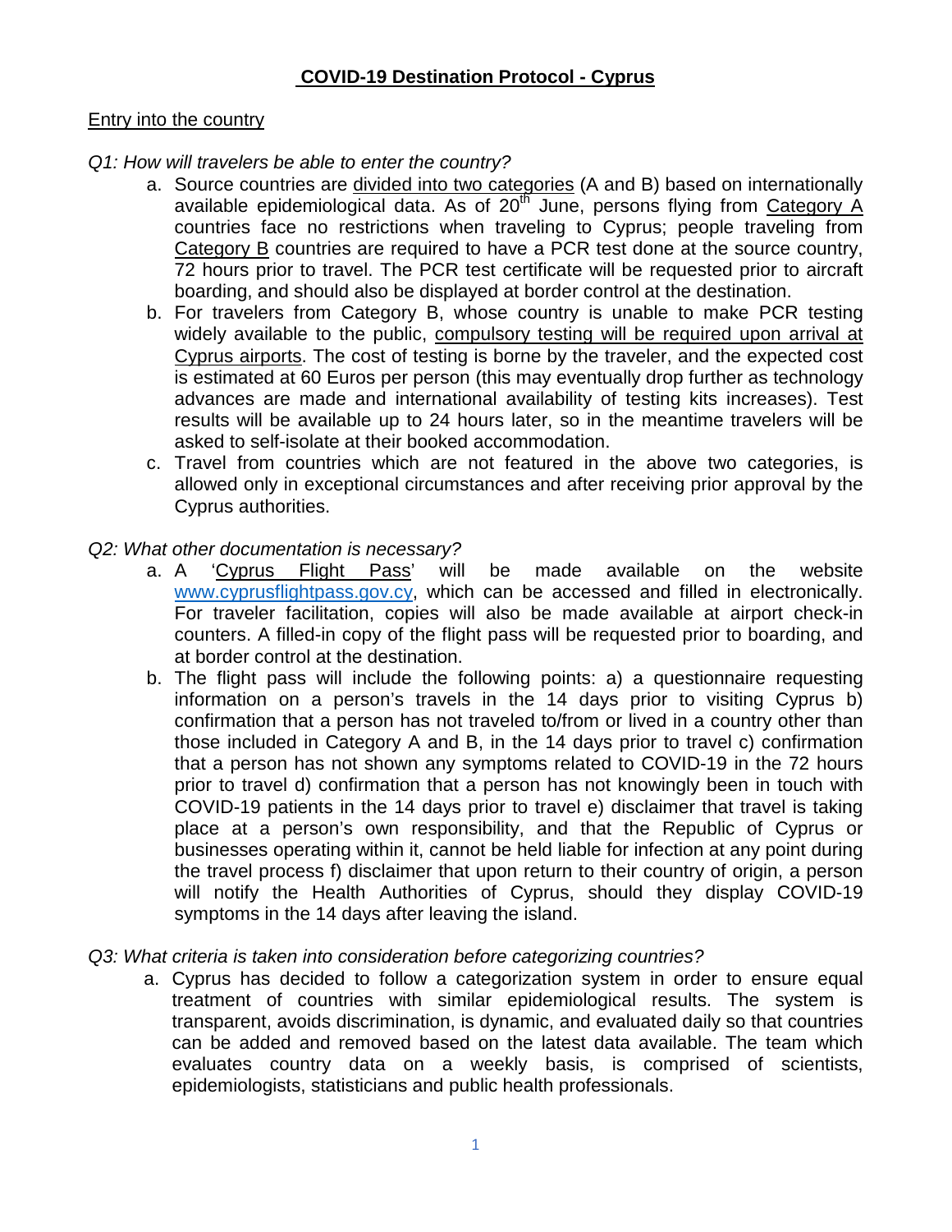# COVID-19 Destination Protocol - Cyprus

## Entry into the country

*Q1: How will travelers be able to enter the country?*

a. Source countries are divided into two categories (A and B) based on internationally available epidemiological data. As of 20th June, persons flying from Category A countries face no restrictions when traveling to Cyprus; people traveling from Category B countries are required to have a PCR test done at the source country, 72 hours prior to travel. The PCR test certificate will be requested prior to aircraft boarding, and should also be displayed at border control at the destination.

b. For travelers from Category B, whose country is unable to make PCR testing widely available to the public, compulsory testing will be required upon arrival at Cyprus airports. The cost of testing is borne by the traveler, and the expected cost is estimated at 60 Euros per person (this may eventually drop further as technology advances are made and international availability of testing kits increases). Test results will be available up to 24 hours later, so in the meantime travelers will be asked to self-isolate at their booked accommodation.

c. Travel from countries which are not featured in the above two categories, is allowed only in exceptional circumstances and after receiving prior approval by the Cyprus authorities.

*Q2: What other documentation is necessary?*

a. A 'Cyprus Flight Pass' will be made available on the website www.cyprusflightpass.gov.cy, which can be accessed and filled in electronically. For traveler facilitation, copies will also be made available at airport check-in counters. A filled-in copy of the flight pass will be requested prior to boarding, and at border control at the destination.

b. The flight pass will include the following points: a) a questionnaire requesting information on a person's travels in the 14 days prior to visiting Cyprus b) confirmation that a person has not traveled to/from or lived in a country other than those included in Category A and B, in the 14 days prior to travel c) confirmation that a person has not shown any symptoms related to COVID-19 in the 72 hours prior to travel d) confirmation that a person has not knowingly been in touch with COVID-19 patients in the 14 days prior to travel e) disclaimer that travel is taking place at a person's own responsibility, and that the Republic of Cyprus or businesses operating within it, cannot be held liable for infection at any point during the travel process f) disclaimer that upon return to their country of origin, a person will notify the Health Authorities of Cyprus, should they display COVID-19 symptoms in the 14 days after leaving the island.

*Q3: What criteria is taken into consideration before categorizing countries?*

a. Cyprus has decided to follow a categorization system in order to ensure equal treatment of countries with similar epidemiological results. The system is transparent, avoids discrimination, is dynamic, and evaluated daily so that countries can be added and removed based on the latest data available. The team which evaluates country data on a weekly basis, is comprised of scientists, epidemiologists, statisticians and public health professionals.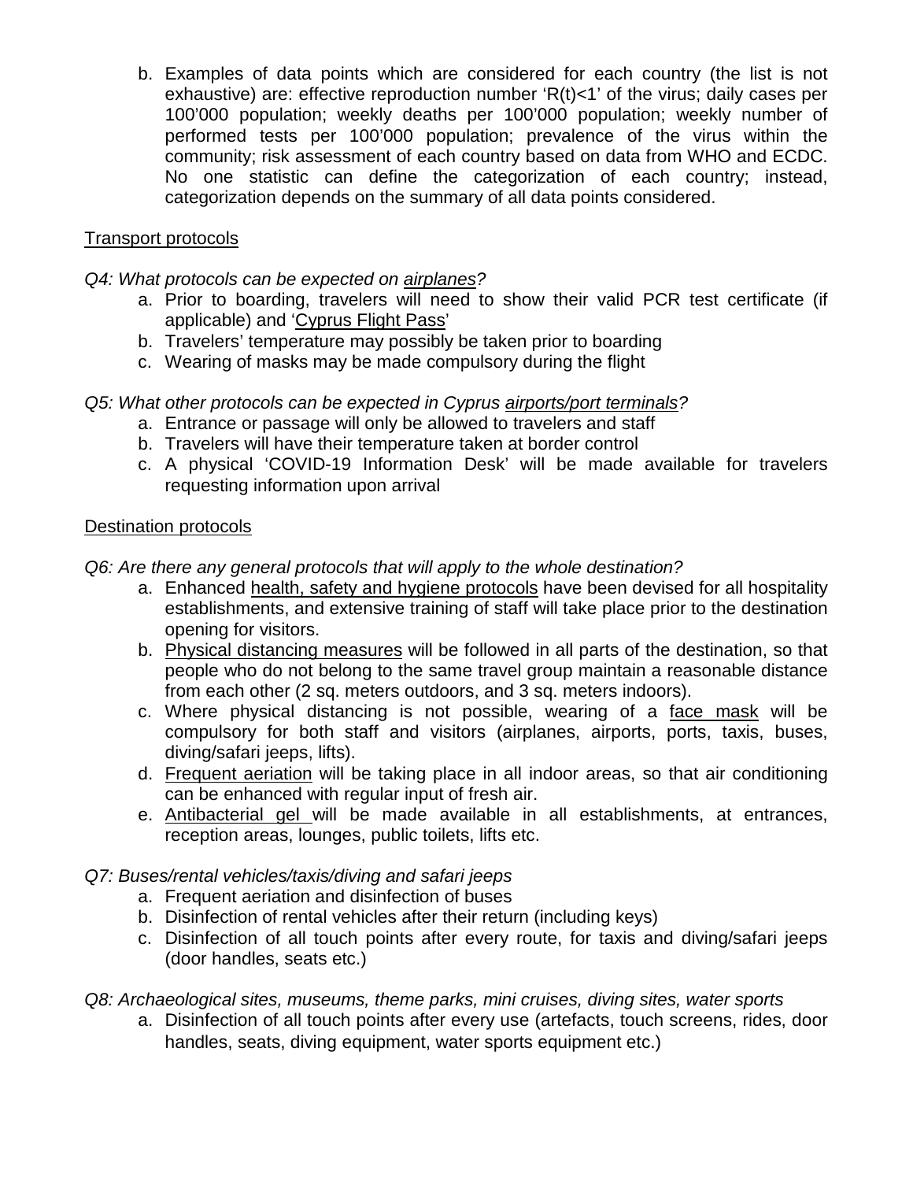b. Examples of data points which are considered for each country (the list is not exhaustive) are: effective reproduction number '$R(t)<1$' of the virus; daily cases per 100'000 population; weekly deaths per 100'000 population; weekly number of performed tests per 100'000 population; prevalence of the virus within the community; risk assessment of each country based on data from WHO and ECDC. No one statistic can define the categorization of each country; instead, categorization depends on the summary of all data points considered.

Transport protocols

*Q4: What protocols can be expected on airplanes?*

a. Prior to boarding, travelers will need to show their valid PCR test certificate (if applicable) and 'Cyprus Flight Pass'
b. Travelers' temperature may possibly be taken prior to boarding
c. Wearing of masks may be made compulsory during the flight

*Q5: What other protocols can be expected in Cyprus airports/port terminals?*

a. Entrance or passage will only be allowed to travelers and staff
b. Travelers will have their temperature taken at border control
c. A physical 'COVID-19 Information Desk' will be made available for travelers requesting information upon arrival

Destination protocols

*Q6: Are there any general protocols that will apply to the whole destination?*

a. Enhanced health, safety and hygiene protocols have been devised for all hospitality establishments, and extensive training of staff will take place prior to the destination opening for visitors.
b. Physical distancing measures will be followed in all parts of the destination, so that people who do not belong to the same travel group maintain a reasonable distance from each other (2 sq. meters outdoors, and 3 sq. meters indoors).
c. Where physical distancing is not possible, wearing of a face mask will be compulsory for both staff and visitors (airplanes, airports, ports, taxis, buses, diving/safari jeeps, lifts).
d. Frequent aeriation will be taking place in all indoor areas, so that air conditioning can be enhanced with regular input of fresh air.
e. Antibacterial gel will be made available in all establishments, at entrances, reception areas, lounges, public toilets, lifts etc.

*Q7: Buses/rental vehicles/taxis/diving and safari jeeps*

a. Frequent aeriation and disinfection of buses
b. Disinfection of rental vehicles after their return (including keys)
c. Disinfection of all touch points after every route, for taxis and diving/safari jeeps (door handles, seats etc.)

*Q8: Archaeological sites, museums, theme parks, mini cruises, diving sites, water sports*

a. Disinfection of all touch points after every use (artefacts, touch screens, rides, door handles, seats, diving equipment, water sports equipment etc.)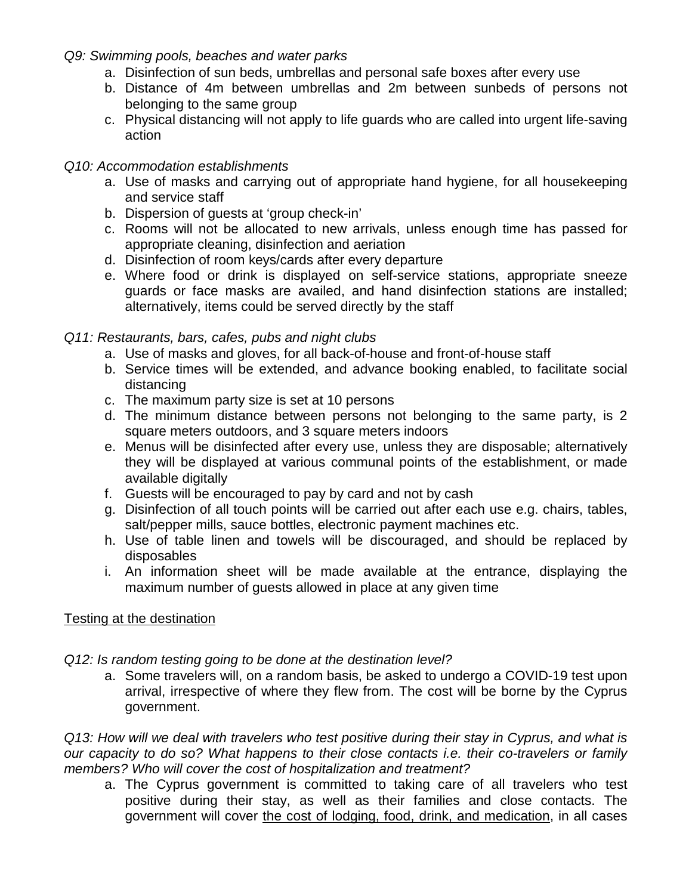*Q9: Swimming pools, beaches and water parks*

a. Disinfection of sun beds, umbrellas and personal safe boxes after every use
b. Distance of 4m between umbrellas and 2m between sunbeds of persons not belonging to the same group
c. Physical distancing will not apply to life guards who are called into urgent life-saving action

*Q10: Accommodation establishments*

a. Use of masks and carrying out of appropriate hand hygiene, for all housekeeping and service staff
b. Dispersion of guests at 'group check-in'
c. Rooms will not be allocated to new arrivals, unless enough time has passed for appropriate cleaning, disinfection and aeriation
d. Disinfection of room keys/cards after every departure
e. Where food or drink is displayed on self-service stations, appropriate sneeze guards or face masks are availed, and hand disinfection stations are installed; alternatively, items could be served directly by the staff

*Q11: Restaurants, bars, cafes, pubs and night clubs*

a. Use of masks and gloves, for all back-of-house and front-of-house staff
b. Service times will be extended, and advance booking enabled, to facilitate social distancing
c. The maximum party size is set at 10 persons
d. The minimum distance between persons not belonging to the same party, is 2 square meters outdoors, and 3 square meters indoors
e. Menus will be disinfected after every use, unless they are disposable; alternatively they will be displayed at various communal points of the establishment, or made available digitally
f. Guests will be encouraged to pay by card and not by cash
g. Disinfection of all touch points will be carried out after each use e.g. chairs, tables, salt/pepper mills, sauce bottles, electronic payment machines etc.
h. Use of table linen and towels will be discouraged, and should be replaced by disposables
i. An information sheet will be made available at the entrance, displaying the maximum number of guests allowed in place at any given time

<u>Testing at the destination</u>

*Q12: Is random testing going to be done at the destination level?*

a. Some travelers will, on a random basis, be asked to undergo a COVID-19 test upon arrival, irrespective of where they flew from. The cost will be borne by the Cyprus government.

*Q13: How will we deal with travelers who test positive during their stay in Cyprus, and what is our capacity to do so? What happens to their close contacts i.e. their co-travelers or family members? Who will cover the cost of hospitalization and treatment?*

a. The Cyprus government is committed to taking care of all travelers who test positive during their stay, as well as their families and close contacts. The government will cover <u>the cost of lodging, food, drink, and medication</u>, in all cases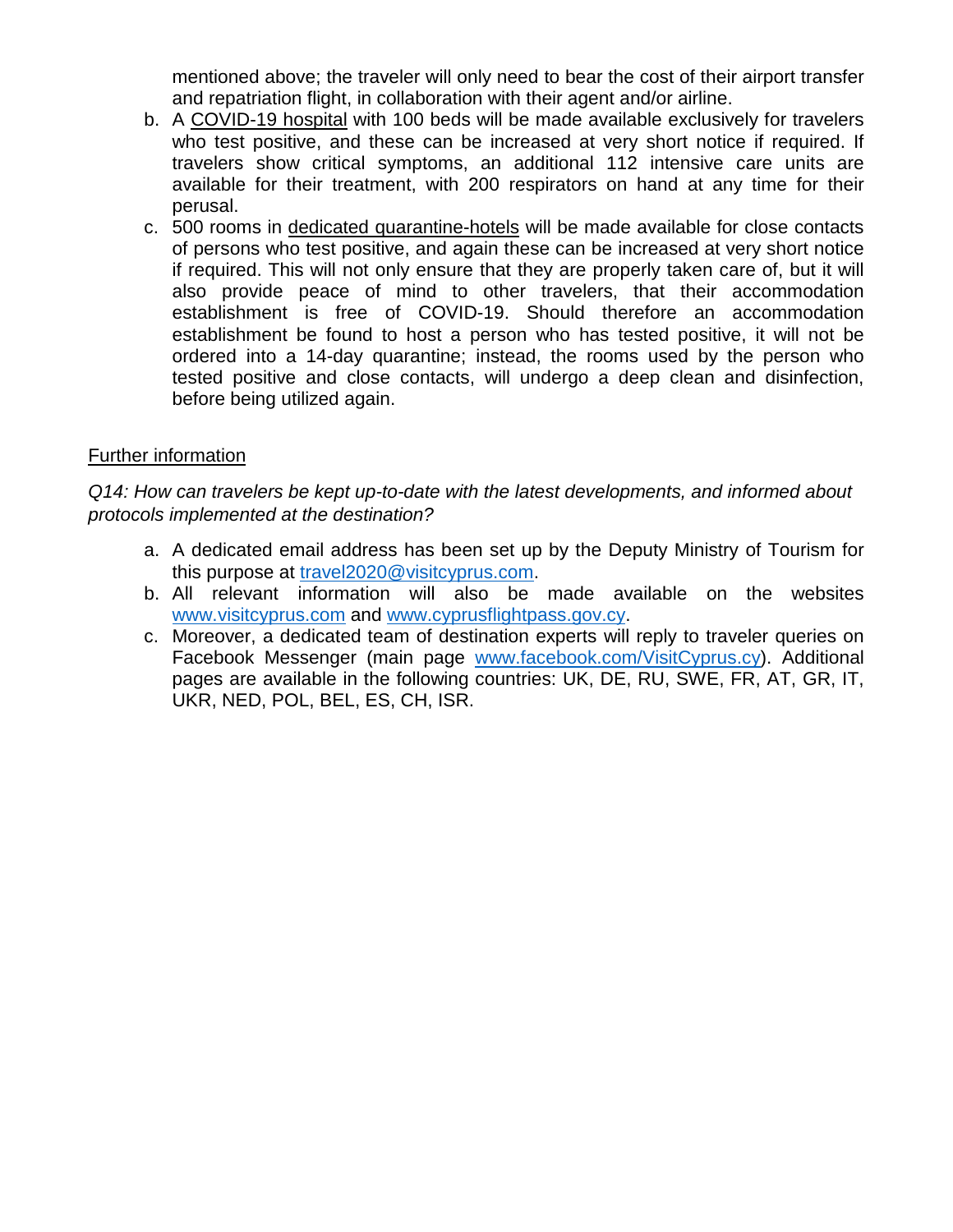mentioned above; the traveler will only need to bear the cost of their airport transfer and repatriation flight, in collaboration with their agent and/or airline.

b. A COVID-19 hospital with 100 beds will be made available exclusively for travelers who test positive, and these can be increased at very short notice if required. If travelers show critical symptoms, an additional 112 intensive care units are available for their treatment, with 200 respirators on hand at any time for their perusal.
c. 500 rooms in dedicated quarantine-hotels will be made available for close contacts of persons who test positive, and again these can be increased at very short notice if required. This will not only ensure that they are properly taken care of, but it will also provide peace of mind to other travelers, that their accommodation establishment is free of COVID-19. Should therefore an accommodation establishment be found to host a person who has tested positive, it will not be ordered into a 14-day quarantine; instead, the rooms used by the person who tested positive and close contacts, will undergo a deep clean and disinfection, before being utilized again.

## Further information

*Q14: How can travelers be kept up-to-date with the latest developments, and informed about protocols implemented at the destination?*

a. A dedicated email address has been set up by the Deputy Ministry of Tourism for this purpose at travel2020@visitcyprus.com.
b. All relevant information will also be made available on the websites www.visitcyprus.com and www.cyprusflightpass.gov.cy.
c. Moreover, a dedicated team of destination experts will reply to traveler queries on Facebook Messenger (main page www.facebook.com/VisitCyprus.cy). Additional pages are available in the following countries: UK, DE, RU, SWE, FR, AT, GR, IT, UKR, NED, POL, BEL, ES, CH, ISR.